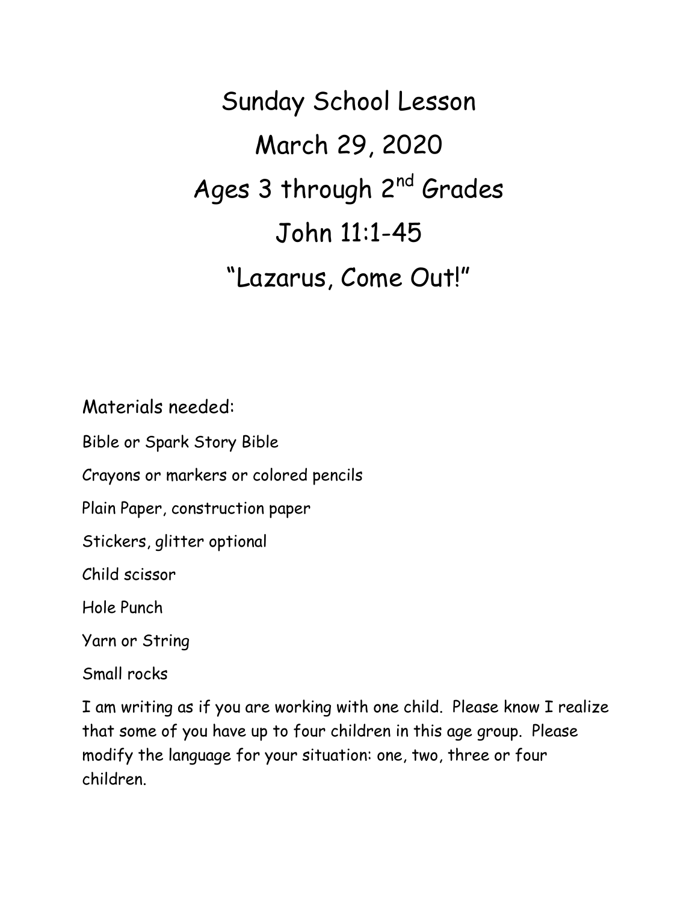# Sunday School Lesson

# March 29, 2020

# Ages 3 through 2nd Grades

# John 11:1-45

# "Lazarus, Come Out!"

Materials needed:

Bible or Spark Story Bible

Crayons or markers or colored pencils

Plain Paper, construction paper

Stickers, glitter optional

Child scissor

Hole Punch

Yarn or String

Small rocks

I am writing as if you are working with one child. Please know I realize that some of you have up to four children in this age group. Please modify the language for your situation: one, two, three or four children.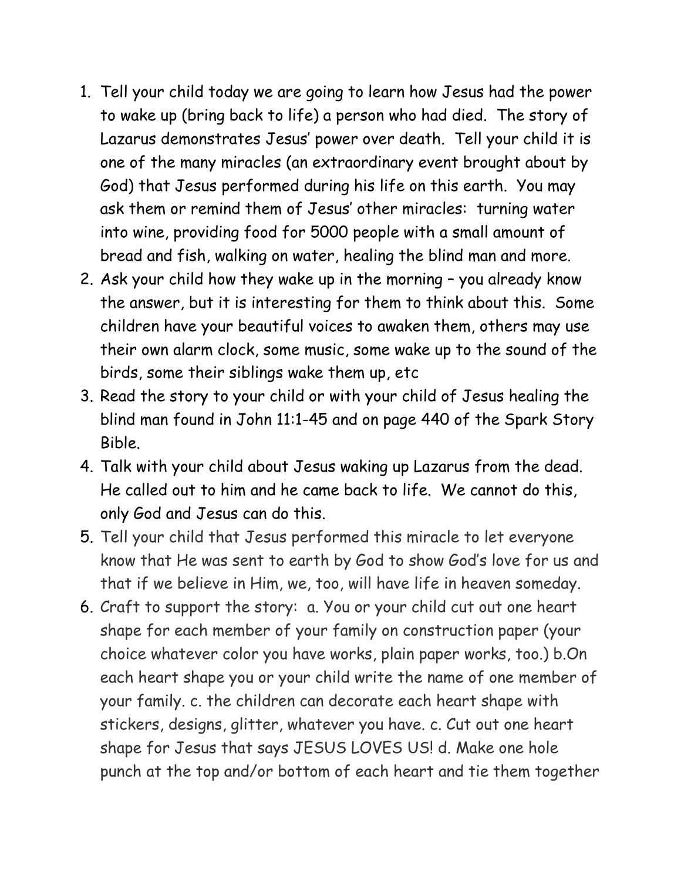1. Tell your child today we are going to learn how Jesus had the power to wake up (bring back to life) a person who had died. The story of Lazarus demonstrates Jesus' power over death. Tell your child it is one of the many miracles (an extraordinary event brought about by God) that Jesus performed during his life on this earth. You may ask them or remind them of Jesus' other miracles: turning water into wine, providing food for 5000 people with a small amount of bread and fish, walking on water, healing the blind man and more.
2. Ask your child how they wake up in the morning – you already know the answer, but it is interesting for them to think about this. Some children have your beautiful voices to awaken them, others may use their own alarm clock, some music, some wake up to the sound of the birds, some their siblings wake them up, etc
3. Read the story to your child or with your child of Jesus healing the blind man found in John 11:1-45 and on page 440 of the Spark Story Bible.
4. Talk with your child about Jesus waking up Lazarus from the dead. He called out to him and he came back to life. We cannot do this, only God and Jesus can do this.
5. Tell your child that Jesus performed this miracle to let everyone know that He was sent to earth by God to show God's love for us and that if we believe in Him, we, too, will have life in heaven someday.
6. Craft to support the story: a. You or your child cut out one heart shape for each member of your family on construction paper (your choice whatever color you have works, plain paper works, too.) b.On each heart shape you or your child write the name of one member of your family. c. the children can decorate each heart shape with stickers, designs, glitter, whatever you have. c. Cut out one heart shape for Jesus that says JESUS LOVES US! d. Make one hole punch at the top and/or bottom of each heart and tie them together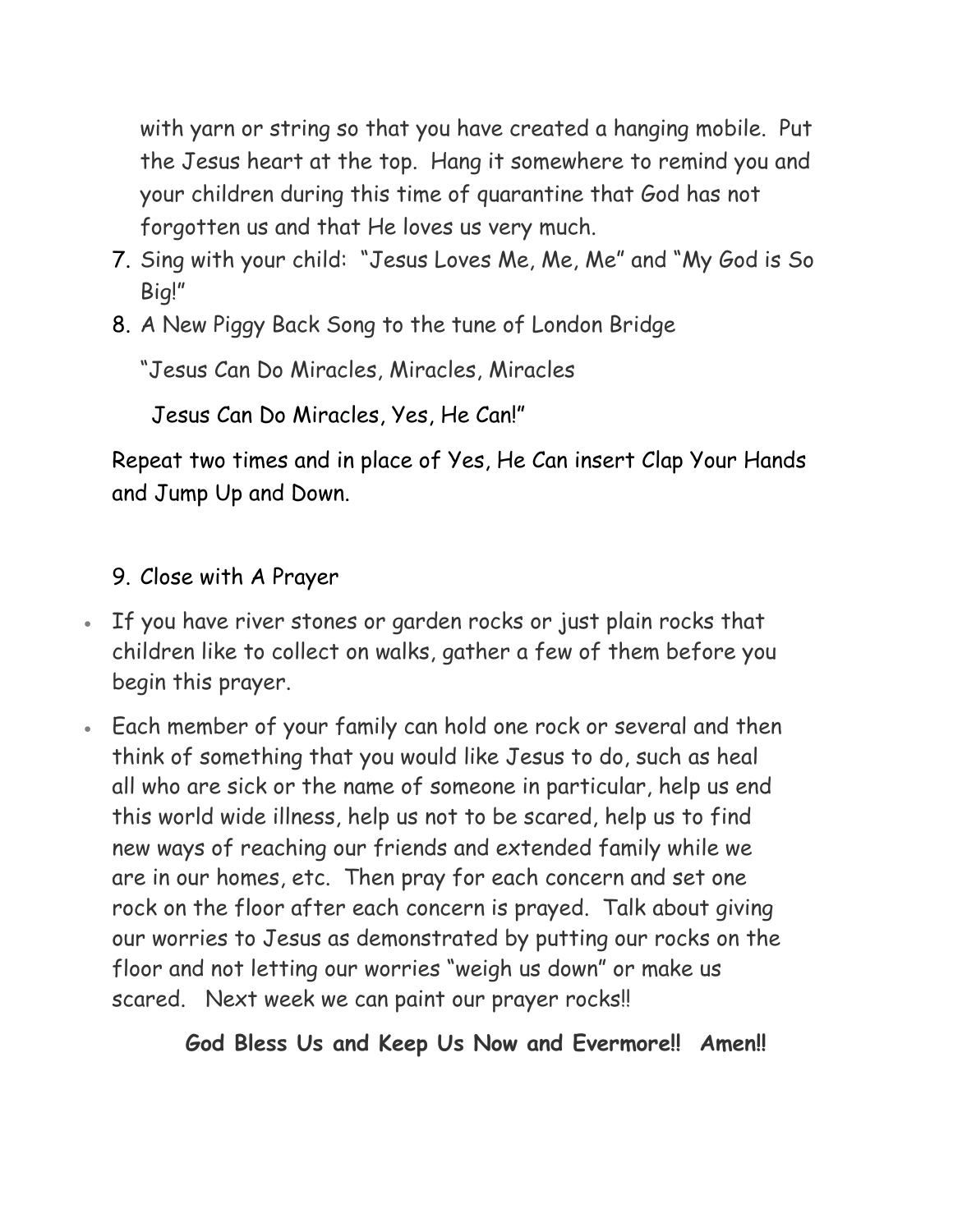with yarn or string so that you have created a hanging mobile. Put the Jesus heart at the top. Hang it somewhere to remind you and your children during this time of quarantine that God has not forgotten us and that He loves us very much.

7. Sing with your child: "Jesus Loves Me, Me, Me" and "My God is So Big!"
8. A New Piggy Back Song to the tune of London Bridge

   "Jesus Can Do Miracles, Miracles, Miracles

   Jesus Can Do Miracles, Yes, He Can!"

Repeat two times and in place of Yes, He Can insert Clap Your Hands and Jump Up and Down.

9. Close with A Prayer

- If you have river stones or garden rocks or just plain rocks that children like to collect on walks, gather a few of them before you begin this prayer.
- Each member of your family can hold one rock or several and then think of something that you would like Jesus to do, such as heal all who are sick or the name of someone in particular, help us end this world wide illness, help us not to be scared, help us to find new ways of reaching our friends and extended family while we are in our homes, etc. Then pray for each concern and set one rock on the floor after each concern is prayed. Talk about giving our worries to Jesus as demonstrated by putting our rocks on the floor and not letting our worries "weigh us down" or make us scared. Next week we can paint our prayer rocks!!

**God Bless Us and Keep Us Now and Evermore!! Amen!!**